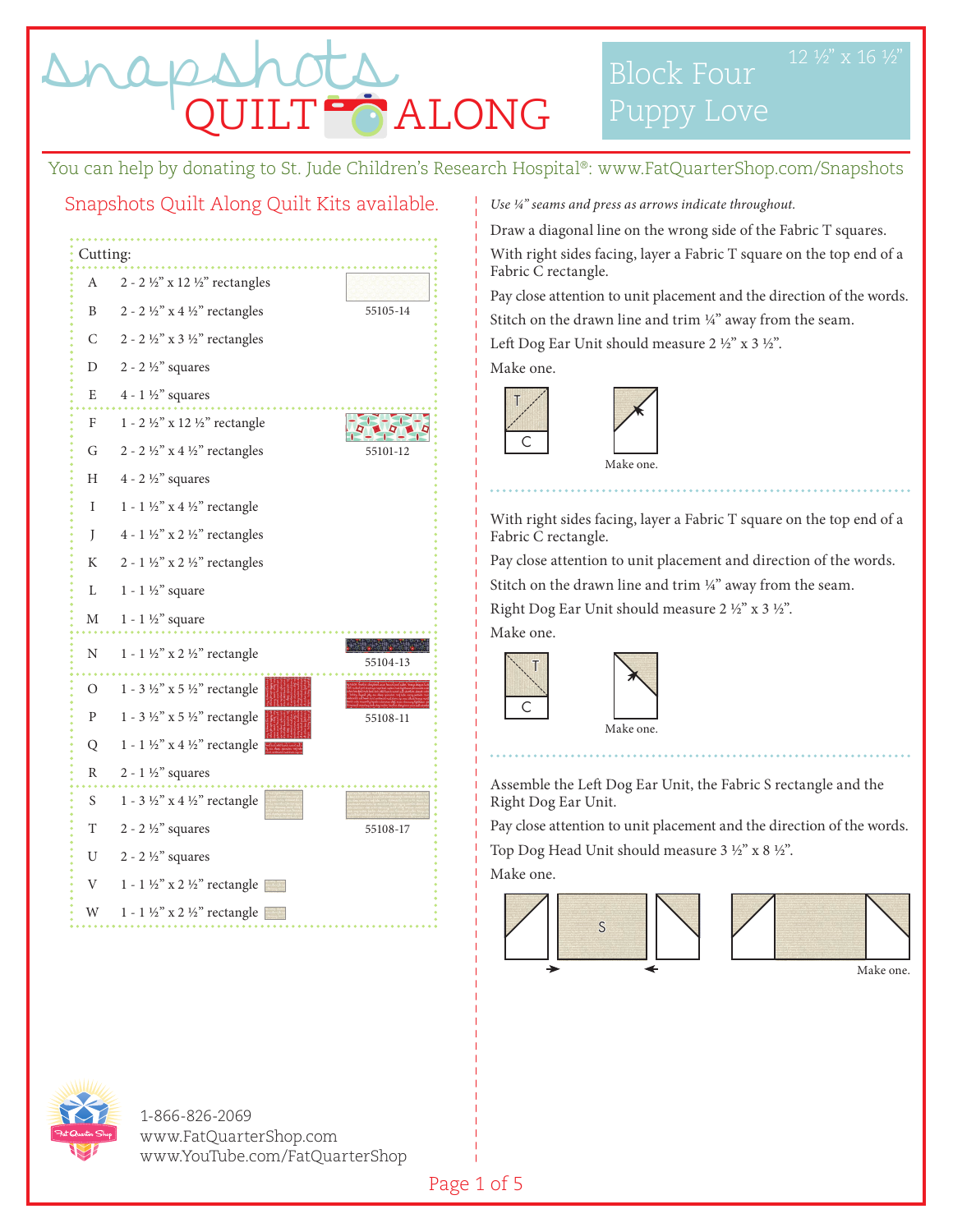# snapshots QUILT ALONG

## Block Four Puppy Love

12 ½" x 16 ½"

You can help by donating to St. Jude Children's Research Hospital®: www.FatQuarterShop.com/Snapshots

Snapshots Quilt Along Quilt Kits available.

**Cutting:**

| | | Fabric |
|---|---|---|
| A | 2 - 2 ½" x 12 ½" rectangles | 55105-14 |
| B | 2 - 2 ½" x 4 ½" rectangles | |
| C | 2 - 2 ½" x 3 ½" rectangles | |
| D | 2 - 2 ½" squares | |
| E | 4 - 1 ½" squares | |
| F | 1 - 2 ½" x 12 ½" rectangle | 55101-12 |
| G | 2 - 2 ½" x 4 ½" rectangles | |
| H | 4 - 2 ½" squares | |
| I | 1 - 1 ½" x 4 ½" rectangle | |
| J | 4 - 1 ½" x 2 ½" rectangles | |
| K | 2 - 1 ½" x 2 ½" rectangles | |
| L | 1 - 1 ½" square | |
| M | 1 - 1 ½" square | |
| N | 1 - 1 ½" x 2 ½" rectangle | 55104-13 |
| O | 1 - 3 ½" x 5 ½" rectangle | 55108-11 |
| P | 1 - 3 ½" x 5 ½" rectangle | |
| Q | 1 - 1 ½" x 4 ½" rectangle | |
| R | 2 - 1 ½" squares | |
| S | 1 - 3 ½" x 4 ½" rectangle | 55108-17 |
| T | 2 - 2 ½" squares | |
| U | 2 - 2 ½" squares | |
| V | 1 - 1 ½" x 2 ½" rectangle | |
| W | 1 - 1 ½" x 2 ½" rectangle | |

*Use ¼" seams and press as arrows indicate throughout.*

Draw a diagonal line on the wrong side of the Fabric T squares.

With right sides facing, layer a Fabric T square on the top end of a Fabric C rectangle.

Pay close attention to unit placement and the direction of the words.

Stitch on the drawn line and trim ¼" away from the seam.

Left Dog Ear Unit should measure 2 ½" x 3 ½".

Make one.

Make one.

With right sides facing, layer a Fabric T square on the top end of a Fabric C rectangle.

Pay close attention to unit placement and direction of the words.

Stitch on the drawn line and trim ¼" away from the seam.

Right Dog Ear Unit should measure 2 ½" x 3 ½".

Make one.

Make one.

Assemble the Left Dog Ear Unit, the Fabric S rectangle and the Right Dog Ear Unit.

Pay close attention to unit placement and the direction of the words.

Top Dog Head Unit should measure 3 ½" x 8 ½".

Make one.

Make one.

1-866-826-2069
www.FatQuarterShop.com
www.YouTube.com/FatQuarterShop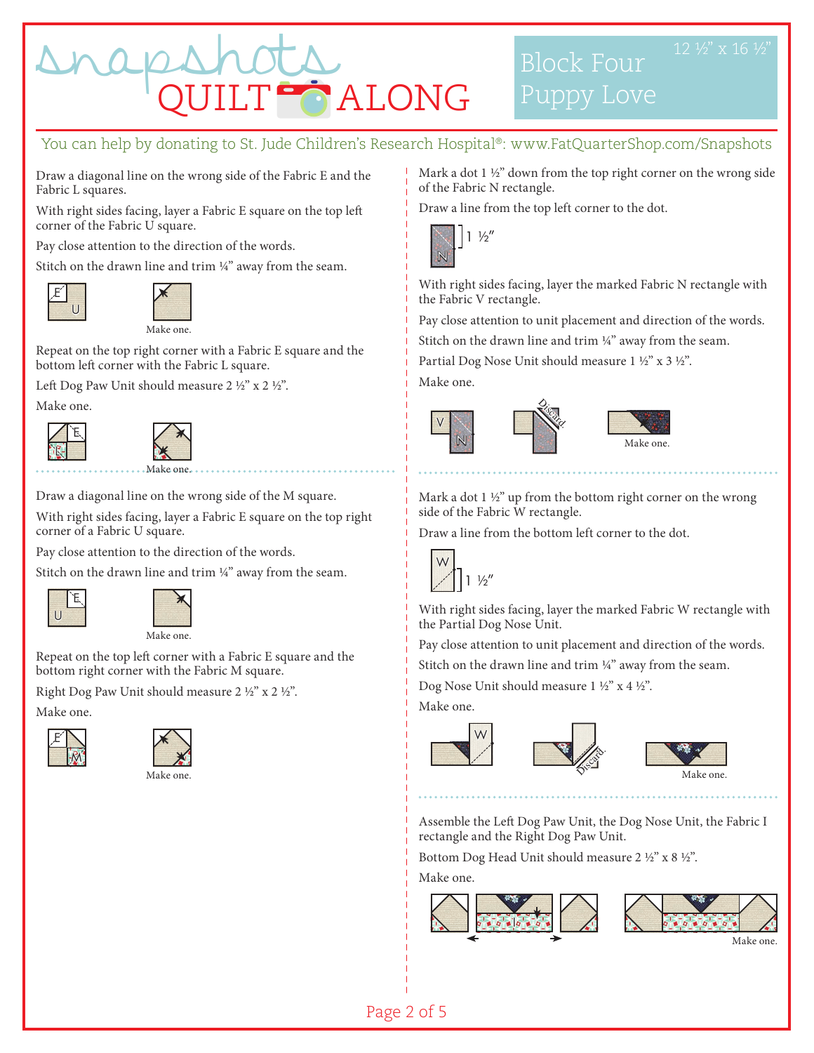# Snapshots QUILT ALONG

## Block Four Puppy Love

12 ½" x 16 ½"

You can help by donating to St. Jude Children's Research Hospital®: www.FatQuarterShop.com/Snapshots

Draw a diagonal line on the wrong side of the Fabric E and the Fabric L squares.

With right sides facing, layer a Fabric E square on the top left corner of the Fabric U square.

Pay close attention to the direction of the words.

Stitch on the drawn line and trim ¼" away from the seam.

Make one.

Repeat on the top right corner with a Fabric E square and the bottom left corner with the Fabric L square.

Left Dog Paw Unit should measure 2 ½" x 2 ½".

Make one.

Make one.

Draw a diagonal line on the wrong side of the M square.

With right sides facing, layer a Fabric E square on the top right corner of a Fabric U square.

Pay close attention to the direction of the words.

Stitch on the drawn line and trim ¼" away from the seam.

Make one.

Repeat on the top left corner with a Fabric E square and the bottom right corner with the Fabric M square.

Right Dog Paw Unit should measure 2 ½" x 2 ½".

Make one.

Make one.

Mark a dot 1 ½" down from the top right corner on the wrong side of the Fabric N rectangle.

Draw a line from the top left corner to the dot.

1 ½"

With right sides facing, layer the marked Fabric N rectangle with the Fabric V rectangle.

Pay close attention to unit placement and direction of the words.

Stitch on the drawn line and trim ¼" away from the seam.

Partial Dog Nose Unit should measure 1 ½" x 3 ½".

Make one.

Discard.

Make one.

Mark a dot 1 ½" up from the bottom right corner on the wrong side of the Fabric W rectangle.

Draw a line from the bottom left corner to the dot.

1 ½"

With right sides facing, layer the marked Fabric W rectangle with the Partial Dog Nose Unit.

Pay close attention to unit placement and direction of the words.

Stitch on the drawn line and trim ¼" away from the seam.

Dog Nose Unit should measure 1 ½" x 4 ½".

Make one.

Discard.

Make one.

Assemble the Left Dog Paw Unit, the Dog Nose Unit, the Fabric I rectangle and the Right Dog Paw Unit.

Bottom Dog Head Unit should measure 2 ½" x 8 ½".

Make one.

Make one.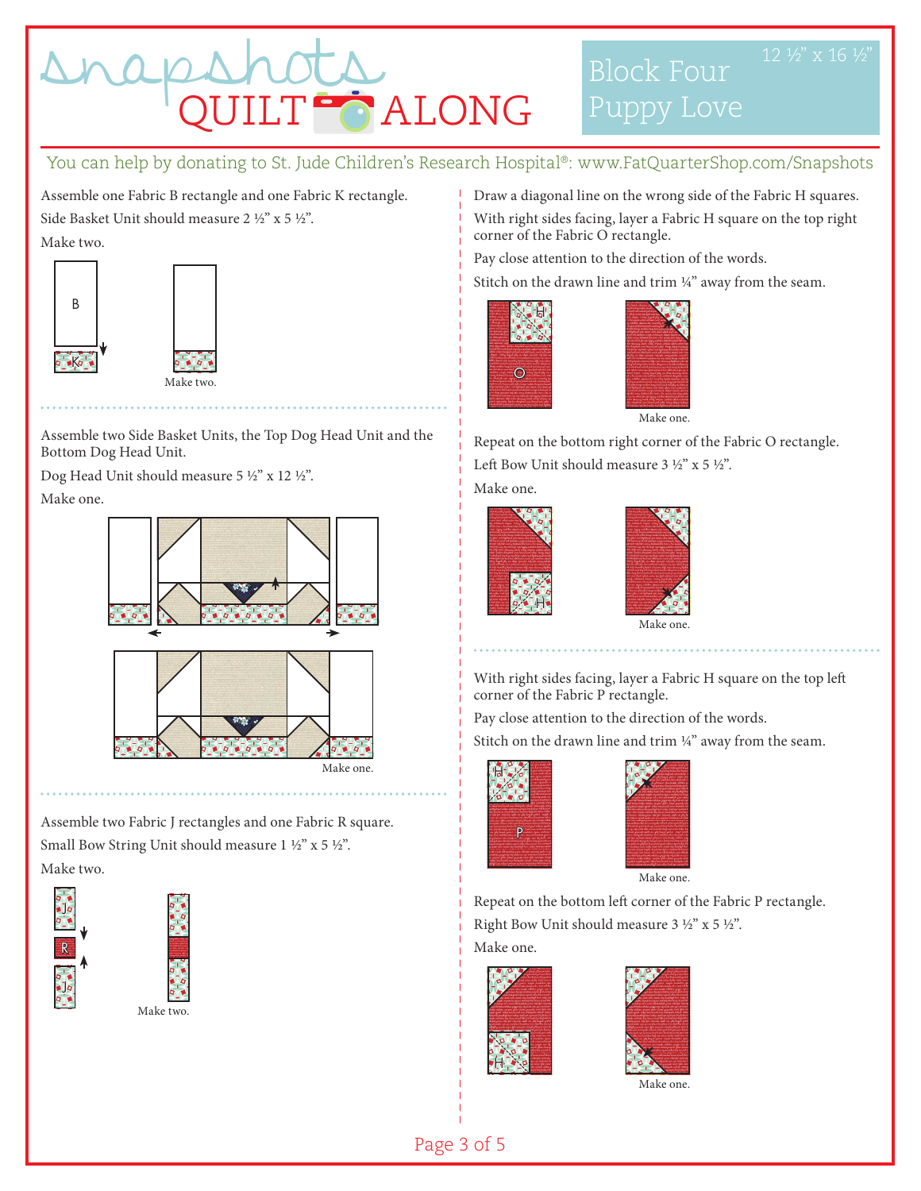# snapshots QUILT ALONG

## Block Four Puppy Love

12 ½" x 16 ½"

You can help by donating to St. Jude Children's Research Hospital®: www.FatQuarterShop.com/Snapshots

Assemble one Fabric B rectangle and one Fabric K rectangle.

Side Basket Unit should measure 2 ½" x 5 ½".

Make two.

Make two.

Assemble two Side Basket Units, the Top Dog Head Unit and the Bottom Dog Head Unit.

Dog Head Unit should measure 5 ½" x 12 ½".

Make one.

Make one.

Assemble two Fabric J rectangles and one Fabric R square.

Small Bow String Unit should measure 1 ½" x 5 ½".

Make two.

Make two.

Draw a diagonal line on the wrong side of the Fabric H squares.

With right sides facing, layer a Fabric H square on the top right corner of the Fabric O rectangle.

Pay close attention to the direction of the words.

Stitch on the drawn line and trim ¼" away from the seam.

Make one.

Repeat on the bottom right corner of the Fabric O rectangle.

Left Bow Unit should measure 3 ½" x 5 ½".

Make one.

Make one.

With right sides facing, layer a Fabric H square on the top left corner of the Fabric P rectangle.

Pay close attention to the direction of the words.

Stitch on the drawn line and trim ¼" away from the seam.

Make one.

Repeat on the bottom left corner of the Fabric P rectangle.

Right Bow Unit should measure 3 ½" x 5 ½".

Make one.

Make one.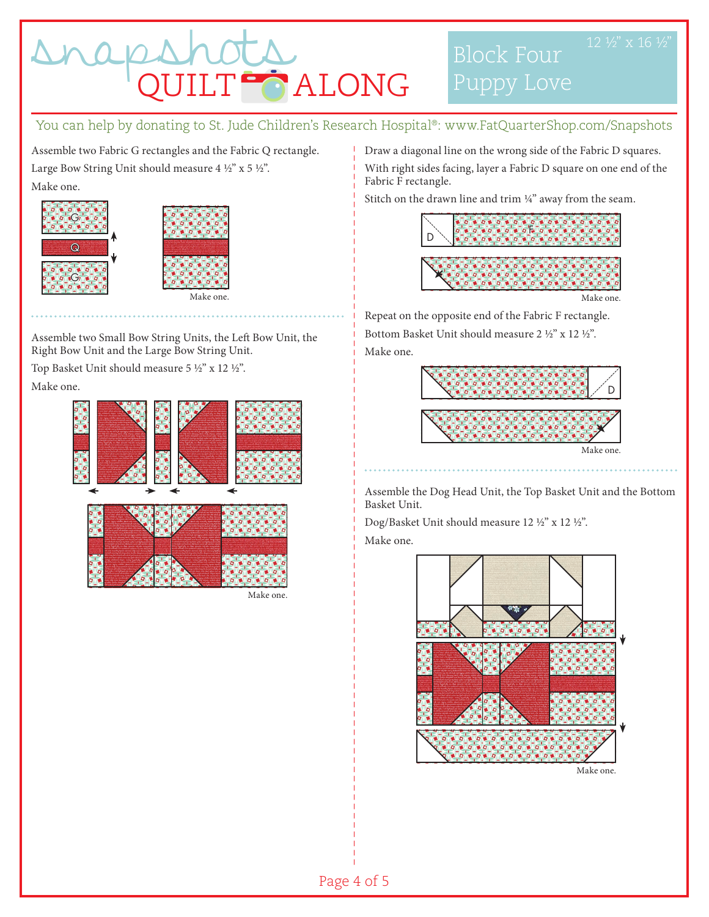# Block Four Puppy Love

12 ½" x 16 ½"

You can help by donating to St. Jude Children's Research Hospital®: www.FatQuarterShop.com/Snapshots

Assemble two Fabric G rectangles and the Fabric Q rectangle.

Large Bow String Unit should measure 4 ½" x 5 ½".

Make one.

Make one.

Assemble two Small Bow String Units, the Left Bow Unit, the Right Bow Unit and the Large Bow String Unit.

Top Basket Unit should measure 5 ½" x 12 ½".

Make one.

Make one.

Draw a diagonal line on the wrong side of the Fabric D squares.

With right sides facing, layer a Fabric D square on one end of the Fabric F rectangle.

Stitch on the drawn line and trim ¼" away from the seam.

Make one.

Repeat on the opposite end of the Fabric F rectangle.

Bottom Basket Unit should measure 2 ½" x 12 ½".

Make one.

Make one.

Assemble the Dog Head Unit, the Top Basket Unit and the Bottom Basket Unit.

Dog/Basket Unit should measure 12 ½" x 12 ½".

Make one.

Make one.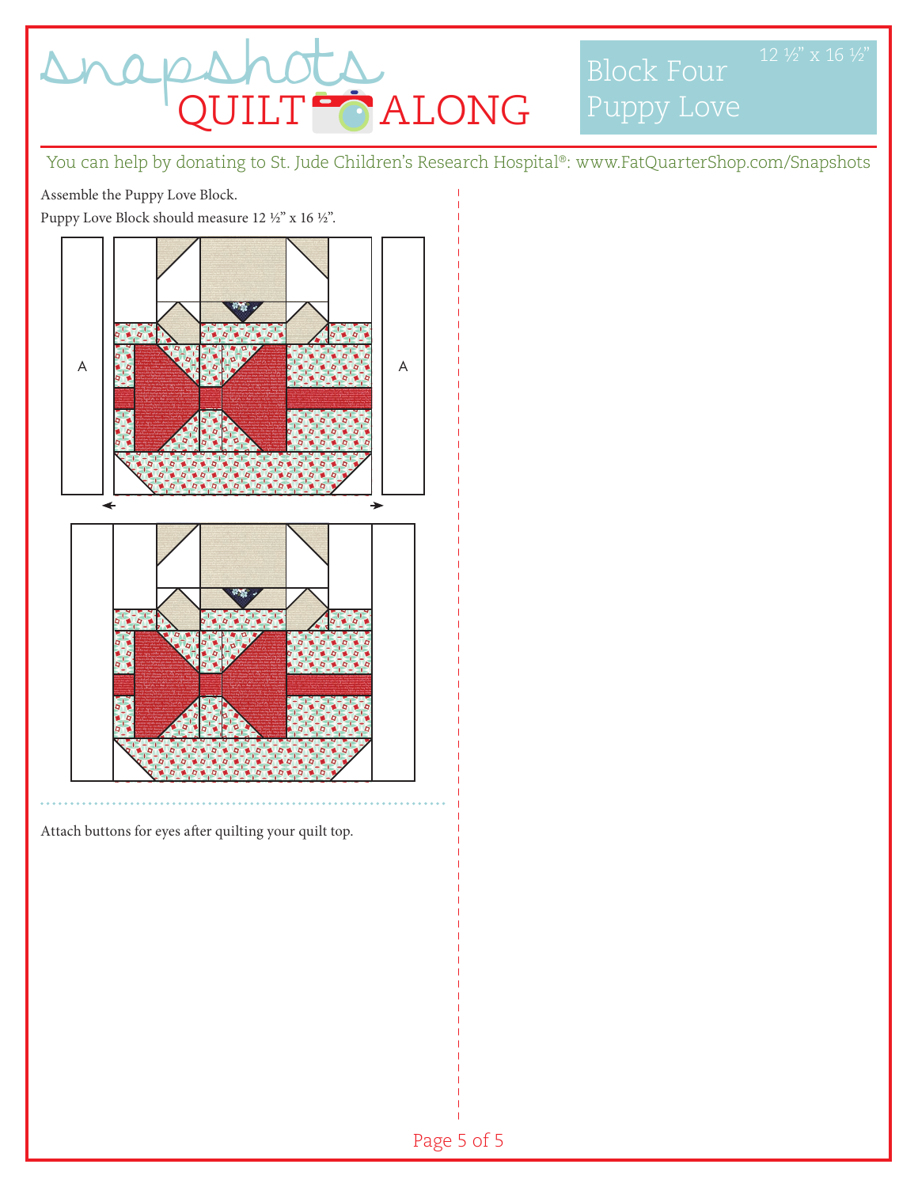# Block Four
## Puppy Love

12 ½" x 16 ½"

You can help by donating to St. Jude Children's Research Hospital®: www.FatQuarterShop.com/Snapshots

Assemble the Puppy Love Block.

Puppy Love Block should measure 12 ½" x 16 ½".

A

A

Attach buttons for eyes after quilting your quilt top.